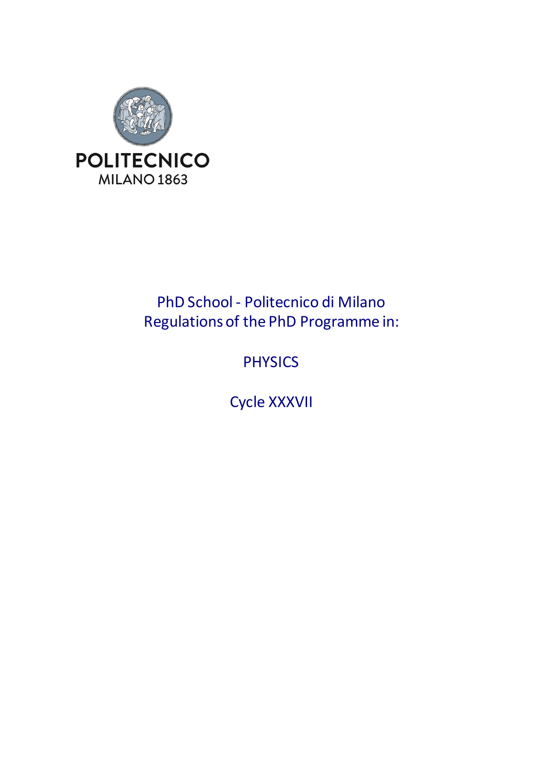POLITECNICO
MILANO 1863

PhD School - Politecnico di Milano
Regulations of the PhD Programme in:

# PHYSICS

Cycle XXXVII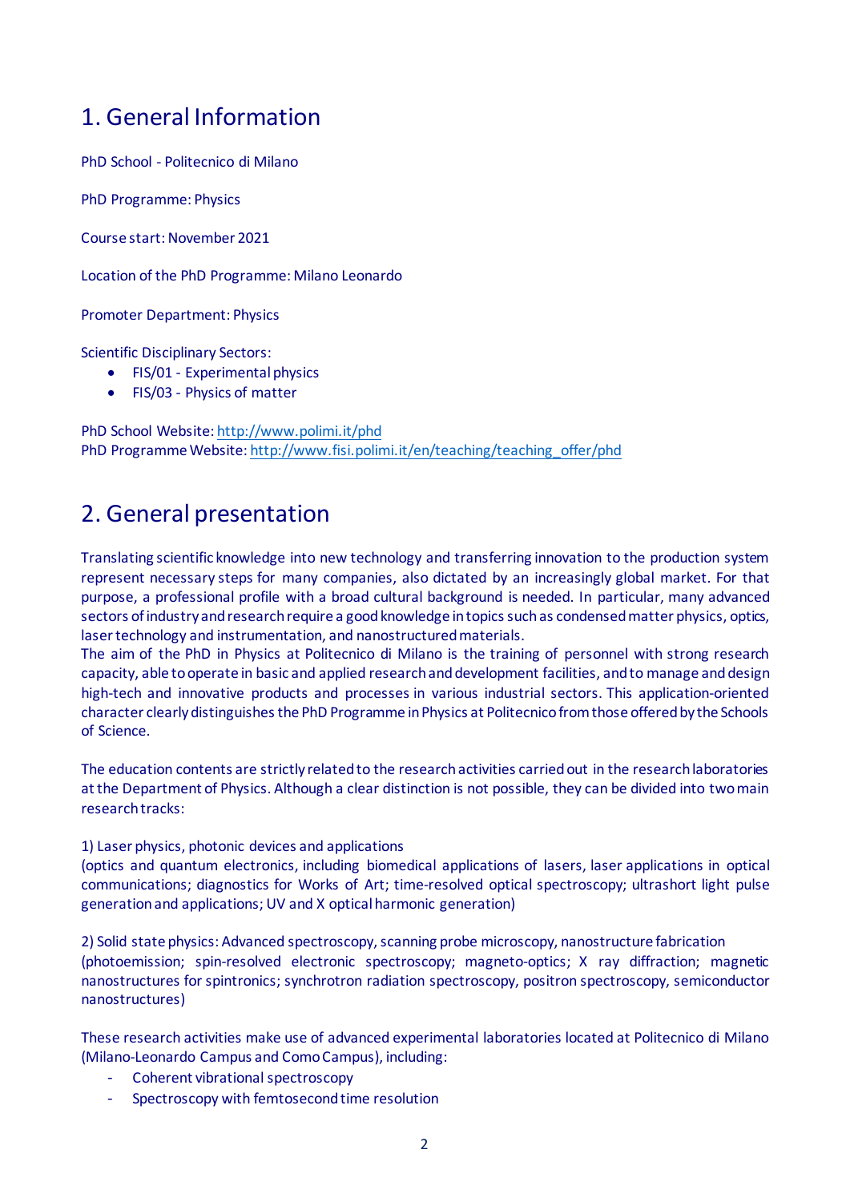## 1. General Information

PhD School - Politecnico di Milano

PhD Programme: Physics

Course start: November 2021

Location of the PhD Programme: Milano Leonardo

Promoter Department: Physics

Scientific Disciplinary Sectors:

- FIS/01 - Experimental physics
- FIS/03 - Physics of matter

PhD School Website: http://www.polimi.it/phd
PhD Programme Website: http://www.fisi.polimi.it/en/teaching/teaching_offer/phd

## 2. General presentation

Translating scientific knowledge into new technology and transferring innovation to the production system represent necessary steps for many companies, also dictated by an increasingly global market. For that purpose, a professional profile with a broad cultural background is needed. In particular, many advanced sectors of industry and research require a good knowledge in topics such as condensed matter physics, optics, laser technology and instrumentation, and nanostructured materials.
The aim of the PhD in Physics at Politecnico di Milano is the training of personnel with strong research capacity, able to operate in basic and applied research and development facilities, and to manage and design high-tech and innovative products and processes in various industrial sectors. This application-oriented character clearly distinguishes the PhD Programme in Physics at Politecnico from those offered by the Schools of Science.

The education contents are strictly related to the research activities carried out in the research laboratories at the Department of Physics. Although a clear distinction is not possible, they can be divided into two main research tracks:

1) Laser physics, photonic devices and applications
(optics and quantum electronics, including biomedical applications of lasers, laser applications in optical communications; diagnostics for Works of Art; time-resolved optical spectroscopy; ultrashort light pulse generation and applications; UV and X optical harmonic generation)

2) Solid state physics: Advanced spectroscopy, scanning probe microscopy, nanostructure fabrication
(photoemission; spin-resolved electronic spectroscopy; magneto-optics; X ray diffraction; magnetic nanostructures for spintronics; synchrotron radiation spectroscopy, positron spectroscopy, semiconductor nanostructures)

These research activities make use of advanced experimental laboratories located at Politecnico di Milano (Milano-Leonardo Campus and Como Campus), including:

- Coherent vibrational spectroscopy
- Spectroscopy with femtosecond time resolution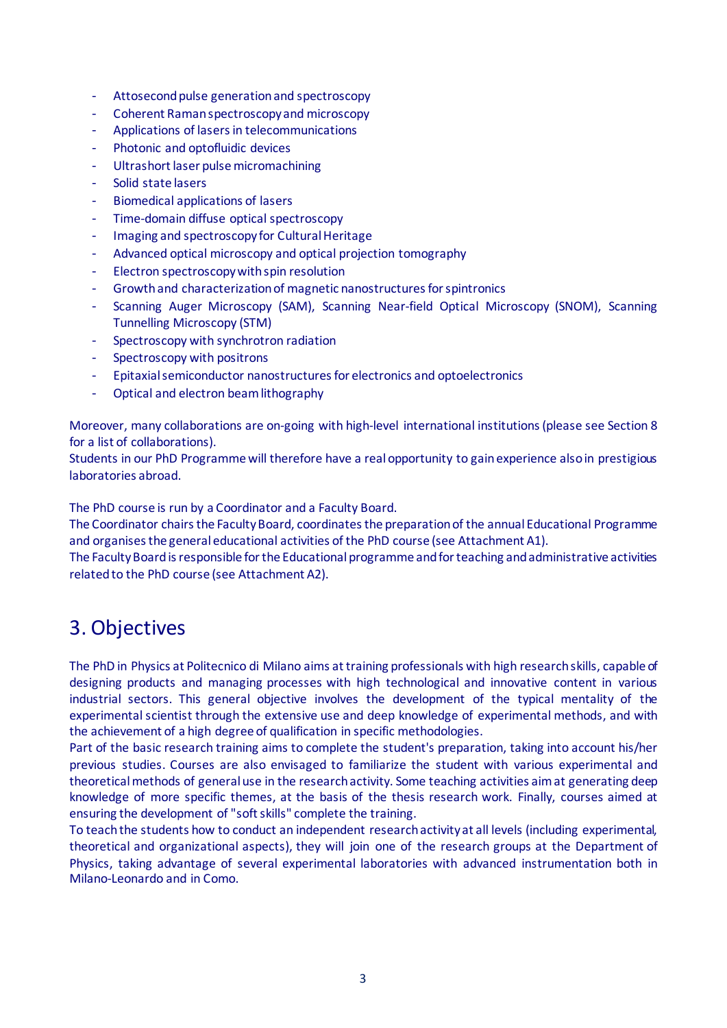- Attosecond pulse generation and spectroscopy
- Coherent Raman spectroscopy and microscopy
- Applications of lasers in telecommunications
- Photonic and optofluidic devices
- Ultrashort laser pulse micromachining
- Solid state lasers
- Biomedical applications of lasers
- Time-domain diffuse optical spectroscopy
- Imaging and spectroscopy for Cultural Heritage
- Advanced optical microscopy and optical projection tomography
- Electron spectroscopy with spin resolution
- Growth and characterization of magnetic nanostructures for spintronics
- Scanning Auger Microscopy (SAM), Scanning Near-field Optical Microscopy (SNOM), Scanning Tunnelling Microscopy (STM)
- Spectroscopy with synchrotron radiation
- Spectroscopy with positrons
- Epitaxial semiconductor nanostructures for electronics and optoelectronics
- Optical and electron beam lithography

Moreover, many collaborations are on-going with high-level international institutions (please see Section 8 for a list of collaborations).
Students in our PhD Programme will therefore have a real opportunity to gain experience also in prestigious laboratories abroad.

The PhD course is run by a Coordinator and a Faculty Board.
The Coordinator chairs the Faculty Board, coordinates the preparation of the annual Educational Programme and organises the general educational activities of the PhD course (see Attachment A1).
The Faculty Board is responsible for the Educational programme and for teaching and administrative activities related to the PhD course (see Attachment A2).

# 3. Objectives

The PhD in Physics at Politecnico di Milano aims at training professionals with high research skills, capable of designing products and managing processes with high technological and innovative content in various industrial sectors. This general objective involves the development of the typical mentality of the experimental scientist through the extensive use and deep knowledge of experimental methods, and with the achievement of a high degree of qualification in specific methodologies.
Part of the basic research training aims to complete the student's preparation, taking into account his/her previous studies. Courses are also envisaged to familiarize the student with various experimental and theoretical methods of general use in the research activity. Some teaching activities aim at generating deep knowledge of more specific themes, at the basis of the thesis research work. Finally, courses aimed at ensuring the development of "soft skills" complete the training.
To teach the students how to conduct an independent research activity at all levels (including experimental, theoretical and organizational aspects), they will join one of the research groups at the Department of Physics, taking advantage of several experimental laboratories with advanced instrumentation both in Milano-Leonardo and in Como.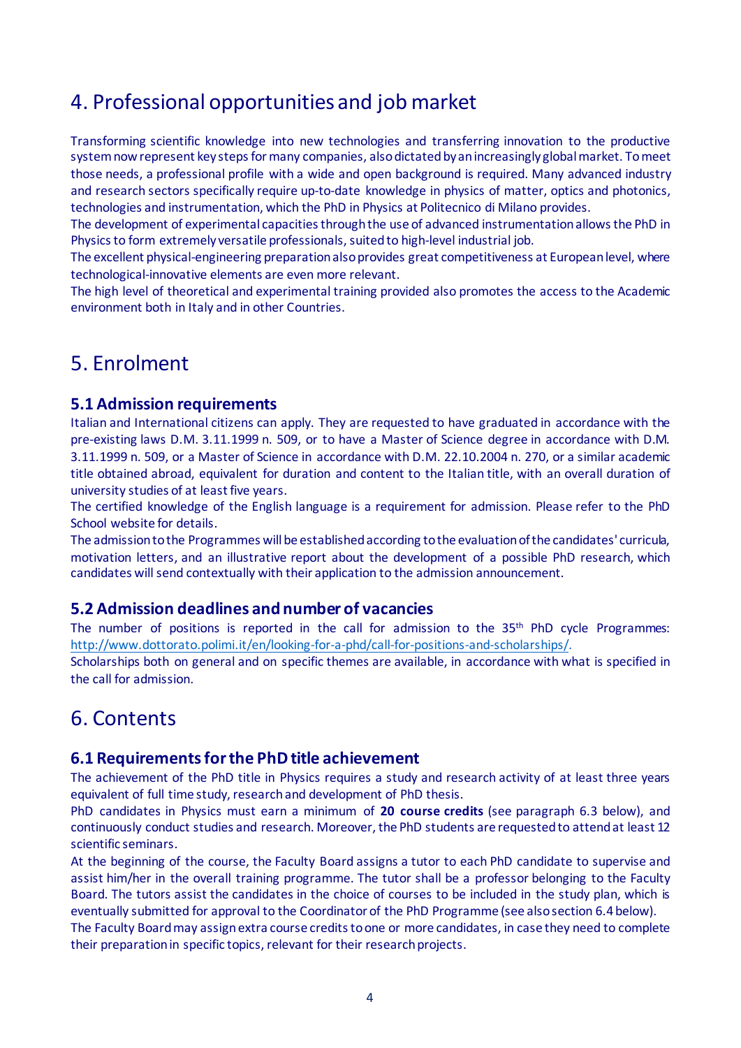# 4. Professional opportunities and job market

Transforming scientific knowledge into new technologies and transferring innovation to the productive system now represent key steps for many companies, also dictated by an increasingly global market. To meet those needs, a professional profile with a wide and open background is required. Many advanced industry and research sectors specifically require up-to-date knowledge in physics of matter, optics and photonics, technologies and instrumentation, which the PhD in Physics at Politecnico di Milano provides.

The development of experimental capacities through the use of advanced instrumentation allows the PhD in Physics to form extremely versatile professionals, suited to high-level industrial job.

The excellent physical-engineering preparation also provides great competitiveness at European level, where technological-innovative elements are even more relevant.

The high level of theoretical and experimental training provided also promotes the access to the Academic environment both in Italy and in other Countries.

# 5. Enrolment

## 5.1 Admission requirements

Italian and International citizens can apply. They are requested to have graduated in accordance with the pre-existing laws D.M. 3.11.1999 n. 509, or to have a Master of Science degree in accordance with D.M. 3.11.1999 n. 509, or a Master of Science in accordance with D.M. 22.10.2004 n. 270, or a similar academic title obtained abroad, equivalent for duration and content to the Italian title, with an overall duration of university studies of at least five years.

The certified knowledge of the English language is a requirement for admission. Please refer to the PhD School website for details.

The admission to the Programmes will be established according to the evaluation of the candidates' curricula, motivation letters, and an illustrative report about the development of a possible PhD research, which candidates will send contextually with their application to the admission announcement.

## 5.2 Admission deadlines and number of vacancies

The number of positions is reported in the call for admission to the 35th PhD cycle Programmes: http://www.dottorato.polimi.it/en/looking-for-a-phd/call-for-positions-and-scholarships/.

Scholarships both on general and on specific themes are available, in accordance with what is specified in the call for admission.

# 6. Contents

## 6.1 Requirements for the PhD title achievement

The achievement of the PhD title in Physics requires a study and research activity of at least three years equivalent of full time study, research and development of PhD thesis.

PhD candidates in Physics must earn a minimum of **20 course credits** (see paragraph 6.3 below), and continuously conduct studies and research. Moreover, the PhD students are requested to attend at least 12 scientific seminars.

At the beginning of the course, the Faculty Board assigns a tutor to each PhD candidate to supervise and assist him/her in the overall training programme. The tutor shall be a professor belonging to the Faculty Board. The tutors assist the candidates in the choice of courses to be included in the study plan, which is eventually submitted for approval to the Coordinator of the PhD Programme (see also section 6.4 below).

The Faculty Board may assign extra course credits to one or more candidates, in case they need to complete their preparation in specific topics, relevant for their research projects.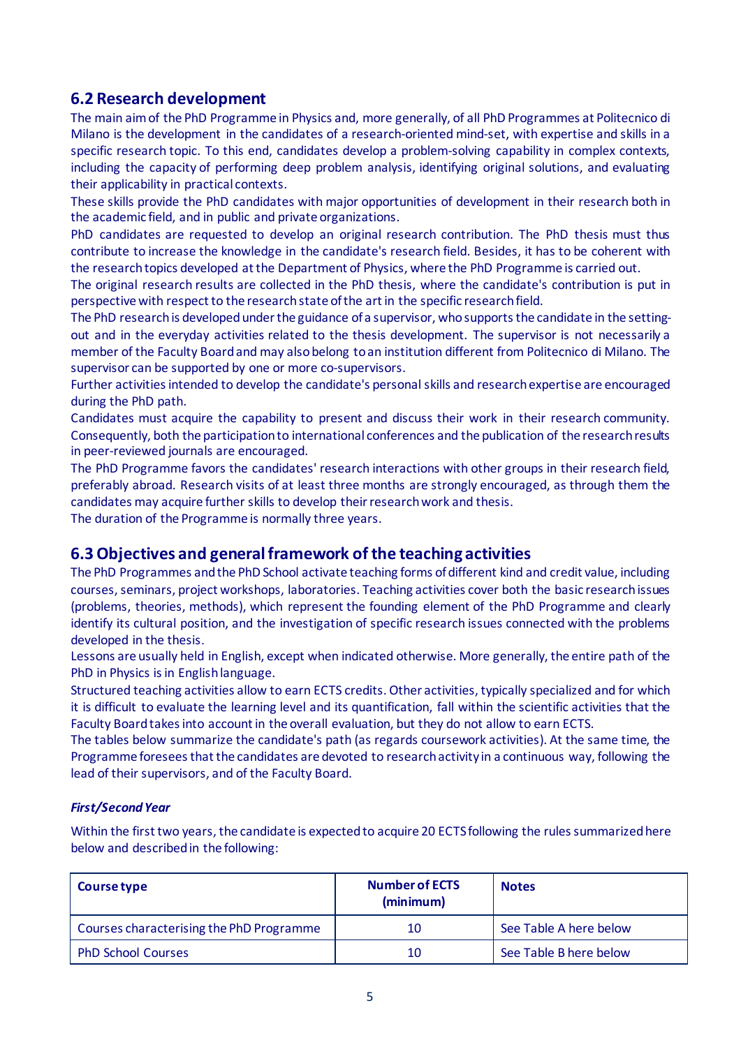## 6.2 Research development

The main aim of the PhD Programme in Physics and, more generally, of all PhD Programmes at Politecnico di Milano is the development in the candidates of a research-oriented mind-set, with expertise and skills in a specific research topic. To this end, candidates develop a problem-solving capability in complex contexts, including the capacity of performing deep problem analysis, identifying original solutions, and evaluating their applicability in practical contexts.

These skills provide the PhD candidates with major opportunities of development in their research both in the academic field, and in public and private organizations.

PhD candidates are requested to develop an original research contribution. The PhD thesis must thus contribute to increase the knowledge in the candidate's research field. Besides, it has to be coherent with the research topics developed at the Department of Physics, where the PhD Programme is carried out.

The original research results are collected in the PhD thesis, where the candidate's contribution is put in perspective with respect to the research state of the art in the specific research field.

The PhD research is developed under the guidance of a supervisor, who supports the candidate in the setting-out and in the everyday activities related to the thesis development. The supervisor is not necessarily a member of the Faculty Board and may also belong to an institution different from Politecnico di Milano. The supervisor can be supported by one or more co-supervisors.

Further activities intended to develop the candidate's personal skills and research expertise are encouraged during the PhD path.

Candidates must acquire the capability to present and discuss their work in their research community. Consequently, both the participation to international conferences and the publication of the research results in peer-reviewed journals are encouraged.

The PhD Programme favors the candidates' research interactions with other groups in their research field, preferably abroad. Research visits of at least three months are strongly encouraged, as through them the candidates may acquire further skills to develop their research work and thesis.

The duration of the Programme is normally three years.

## 6.3 Objectives and general framework of the teaching activities

The PhD Programmes and the PhD School activate teaching forms of different kind and credit value, including courses, seminars, project workshops, laboratories. Teaching activities cover both the basic research issues (problems, theories, methods), which represent the founding element of the PhD Programme and clearly identify its cultural position, and the investigation of specific research issues connected with the problems developed in the thesis.

Lessons are usually held in English, except when indicated otherwise. More generally, the entire path of the PhD in Physics is in English language.

Structured teaching activities allow to earn ECTS credits. Other activities, typically specialized and for which it is difficult to evaluate the learning level and its quantification, fall within the scientific activities that the Faculty Board takes into account in the overall evaluation, but they do not allow to earn ECTS.

The tables below summarize the candidate's path (as regards coursework activities). At the same time, the Programme foresees that the candidates are devoted to research activity in a continuous way, following the lead of their supervisors, and of the Faculty Board.

***First/Second Year***

Within the first two years, the candidate is expected to acquire 20 ECTS following the rules summarized here below and described in the following:

| **Course type** | **Number of ECTS (minimum)** | **Notes** |
|---|---|---|
| Courses characterising the PhD Programme | 10 | See Table A here below |
| PhD School Courses | 10 | See Table B here below |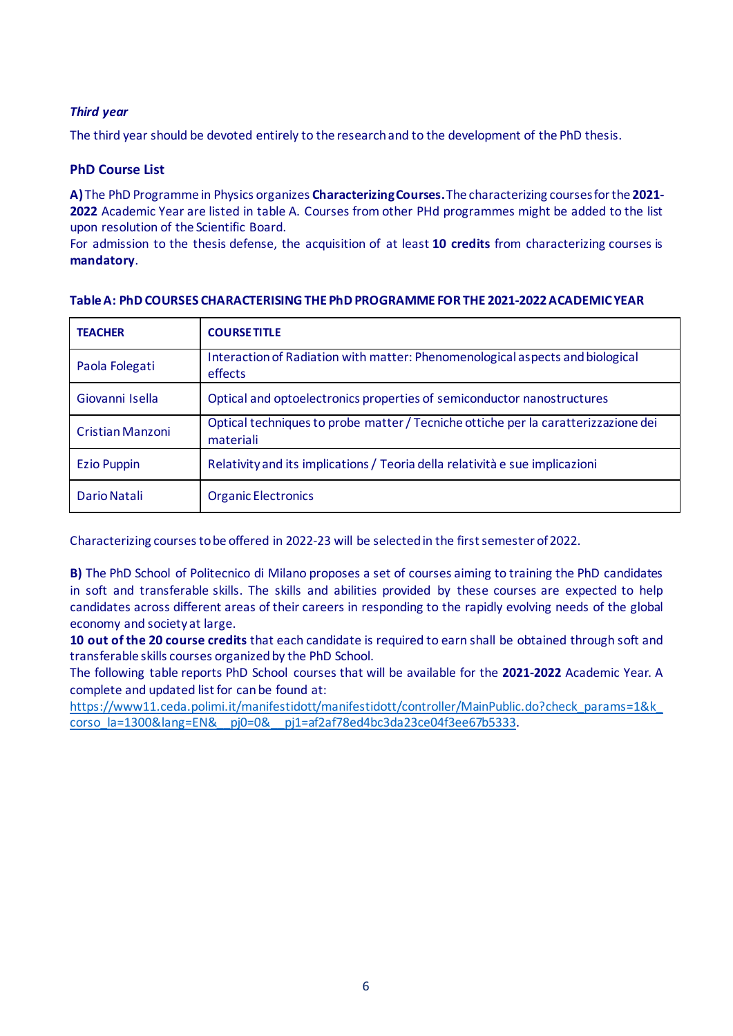***Third year***

The third year should be devoted entirely to the research and to the development of the PhD thesis.

### PhD Course List

**A)** The PhD Programme in Physics organizes **Characterizing Courses.** The characterizing courses for the **2021-2022** Academic Year are listed in table A. Courses from other PHd programmes might be added to the list upon resolution of the Scientific Board.
For admission to the thesis defense, the acquisition of at least **10 credits** from characterizing courses is **mandatory**.

**Table A: PhD COURSES CHARACTERISING THE PhD PROGRAMME FOR THE 2021-2022 ACADEMIC YEAR**

| TEACHER | COURSE TITLE |
|---|---|
| Paola Folegati | Interaction of Radiation with matter: Phenomenological aspects and biological effects |
| Giovanni Isella | Optical and optoelectronics properties of semiconductor nanostructures |
| Cristian Manzoni | Optical techniques to probe matter / Tecniche ottiche per la caratterizzazione dei materiali |
| Ezio Puppin | Relativity and its implications / Teoria della relatività e sue implicazioni |
| Dario Natali | Organic Electronics |

Characterizing courses to be offered in 2022-23 will be selected in the first semester of 2022.

**B)** The PhD School of Politecnico di Milano proposes a set of courses aiming to training the PhD candidates in soft and transferable skills. The skills and abilities provided by these courses are expected to help candidates across different areas of their careers in responding to the rapidly evolving needs of the global economy and society at large.
**10 out of the 20 course credits** that each candidate is required to earn shall be obtained through soft and transferable skills courses organized by the PhD School.
The following table reports PhD School courses that will be available for the **2021-2022** Academic Year. A complete and updated list for can be found at:
https://www11.ceda.polimi.it/manifestidott/manifestidott/controller/MainPublic.do?check_params=1&k_corso_la=1300&lang=EN&__pj0=0&__pj1=af2af78ed4bc3da23ce04f3ee67b5333.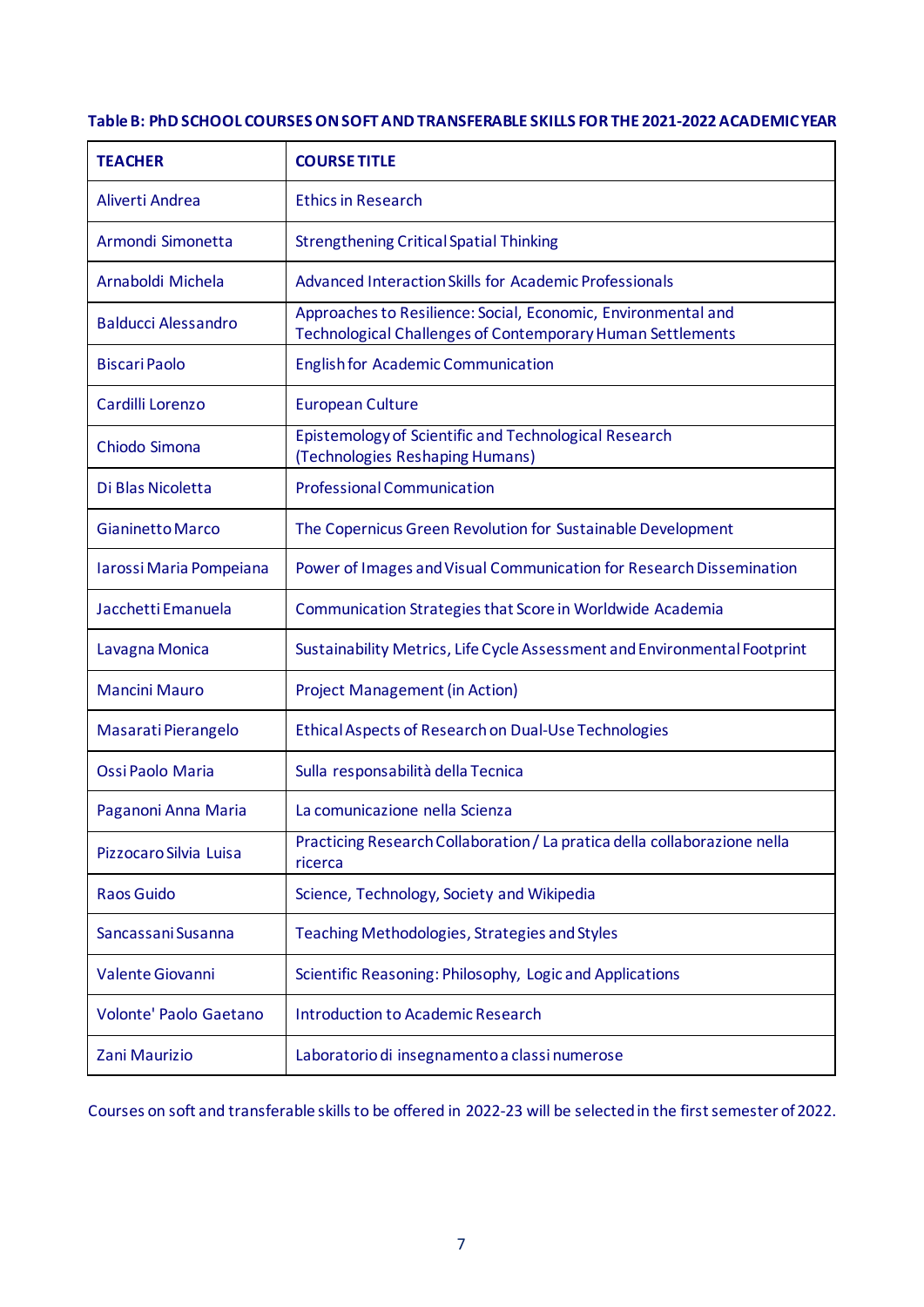**Table B: PhD SCHOOL COURSES ON SOFT AND TRANSFERABLE SKILLS FOR THE 2021-2022 ACADEMIC YEAR**

| TEACHER | COURSE TITLE |
|---|---|
| Aliverti Andrea | Ethics in Research |
| Armondi Simonetta | Strengthening Critical Spatial Thinking |
| Arnaboldi Michela | Advanced Interaction Skills for Academic Professionals |
| Balducci Alessandro | Approaches to Resilience: Social, Economic, Environmental and Technological Challenges of Contemporary Human Settlements |
| Biscari Paolo | English for Academic Communication |
| Cardilli Lorenzo | European Culture |
| Chiodo Simona | Epistemology of Scientific and Technological Research (Technologies Reshaping Humans) |
| Di Blas Nicoletta | Professional Communication |
| Gianinetto Marco | The Copernicus Green Revolution for Sustainable Development |
| Iarossi Maria Pompeiana | Power of Images and Visual Communication for Research Dissemination |
| Jacchetti Emanuela | Communication Strategies that Score in Worldwide Academia |
| Lavagna Monica | Sustainability Metrics, Life Cycle Assessment and Environmental Footprint |
| Mancini Mauro | Project Management (in Action) |
| Masarati Pierangelo | Ethical Aspects of Research on Dual-Use Technologies |
| Ossi Paolo Maria | Sulla responsabilità della Tecnica |
| Paganoni Anna Maria | La comunicazione nella Scienza |
| Pizzocaro Silvia Luisa | Practicing Research Collaboration / La pratica della collaborazione nella ricerca |
| Raos Guido | Science, Technology, Society and Wikipedia |
| Sancassani Susanna | Teaching Methodologies, Strategies and Styles |
| Valente Giovanni | Scientific Reasoning: Philosophy, Logic and Applications |
| Volonte' Paolo Gaetano | Introduction to Academic Research |
| Zani Maurizio | Laboratorio di insegnamento a classi numerose |

Courses on soft and transferable skills to be offered in 2022-23 will be selected in the first semester of 2022.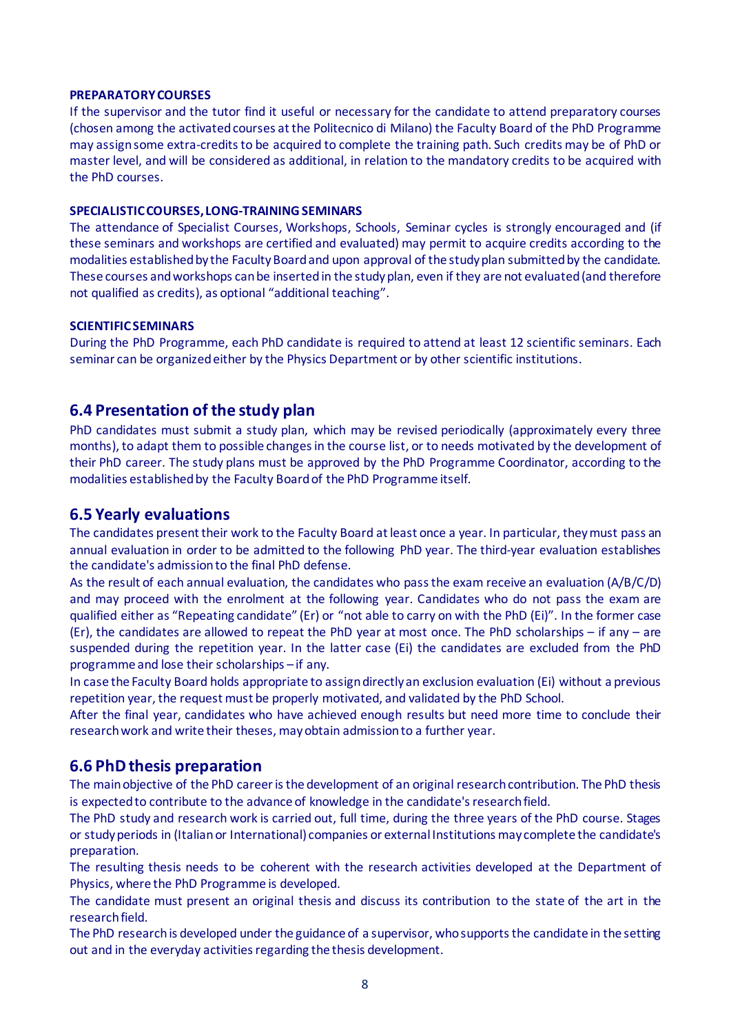**PREPARATORY COURSES**

If the supervisor and the tutor find it useful or necessary for the candidate to attend preparatory courses (chosen among the activated courses at the Politecnico di Milano) the Faculty Board of the PhD Programme may assign some extra-credits to be acquired to complete the training path. Such credits may be of PhD or master level, and will be considered as additional, in relation to the mandatory credits to be acquired with the PhD courses.

**SPECIALISTIC COURSES, LONG-TRAINING SEMINARS**

The attendance of Specialist Courses, Workshops, Schools, Seminar cycles is strongly encouraged and (if these seminars and workshops are certified and evaluated) may permit to acquire credits according to the modalities established by the Faculty Board and upon approval of the study plan submitted by the candidate. These courses and workshops can be inserted in the study plan, even if they are not evaluated (and therefore not qualified as credits), as optional "additional teaching".

**SCIENTIFIC SEMINARS**

During the PhD Programme, each PhD candidate is required to attend at least 12 scientific seminars. Each seminar can be organized either by the Physics Department or by other scientific institutions.

## 6.4 Presentation of the study plan

PhD candidates must submit a study plan, which may be revised periodically (approximately every three months), to adapt them to possible changes in the course list, or to needs motivated by the development of their PhD career. The study plans must be approved by the PhD Programme Coordinator, according to the modalities established by the Faculty Board of the PhD Programme itself.

## 6.5 Yearly evaluations

The candidates present their work to the Faculty Board at least once a year. In particular, they must pass an annual evaluation in order to be admitted to the following PhD year. The third-year evaluation establishes the candidate's admission to the final PhD defense.

As the result of each annual evaluation, the candidates who pass the exam receive an evaluation (A/B/C/D) and may proceed with the enrolment at the following year. Candidates who do not pass the exam are qualified either as "Repeating candidate" (Er) or "not able to carry on with the PhD (Ei)". In the former case (Er), the candidates are allowed to repeat the PhD year at most once. The PhD scholarships – if any – are suspended during the repetition year. In the latter case (Ei) the candidates are excluded from the PhD programme and lose their scholarships – if any.

In case the Faculty Board holds appropriate to assign directly an exclusion evaluation (Ei) without a previous repetition year, the request must be properly motivated, and validated by the PhD School.

After the final year, candidates who have achieved enough results but need more time to conclude their research work and write their theses, may obtain admission to a further year.

## 6.6 PhD thesis preparation

The main objective of the PhD career is the development of an original research contribution. The PhD thesis is expected to contribute to the advance of knowledge in the candidate's research field.

The PhD study and research work is carried out, full time, during the three years of the PhD course. Stages or study periods in (Italian or International) companies or external Institutions may complete the candidate's preparation.

The resulting thesis needs to be coherent with the research activities developed at the Department of Physics, where the PhD Programme is developed.

The candidate must present an original thesis and discuss its contribution to the state of the art in the research field.

The PhD research is developed under the guidance of a supervisor, who supports the candidate in the setting out and in the everyday activities regarding the thesis development.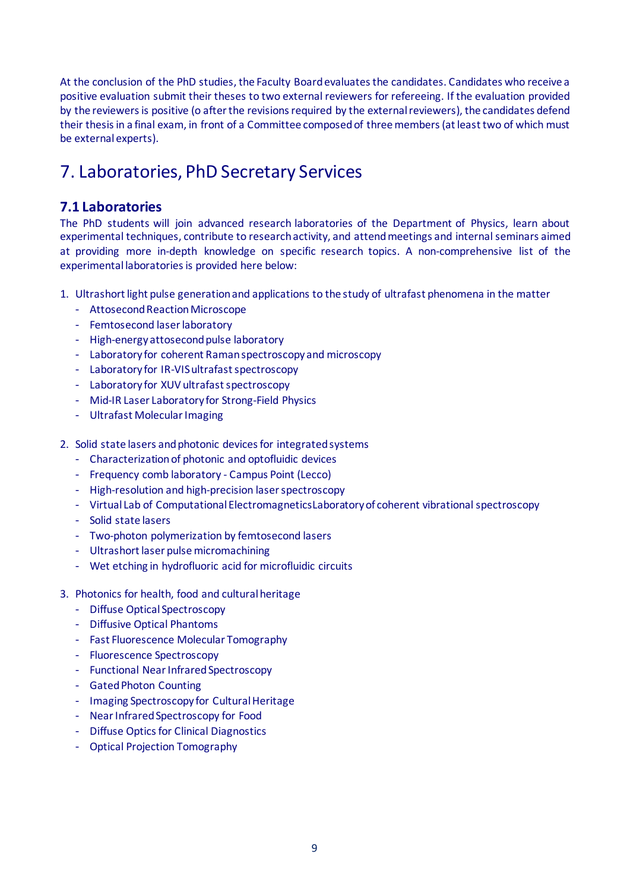At the conclusion of the PhD studies, the Faculty Board evaluates the candidates. Candidates who receive a positive evaluation submit their theses to two external reviewers for refereeing. If the evaluation provided by the reviewers is positive (o after the revisions required by the external reviewers), the candidates defend their thesis in a final exam, in front of a Committee composed of three members (at least two of which must be external experts).

# 7. Laboratories, PhD Secretary Services

## 7.1 Laboratories

The PhD students will join advanced research laboratories of the Department of Physics, learn about experimental techniques, contribute to research activity, and attend meetings and internal seminars aimed at providing more in-depth knowledge on specific research topics. A non-comprehensive list of the experimental laboratories is provided here below:

1. Ultrashort light pulse generation and applications to the study of ultrafast phenomena in the matter
    - Attosecond Reaction Microscope
    - Femtosecond laser laboratory
    - High-energy attosecond pulse laboratory
    - Laboratory for coherent Raman spectroscopy and microscopy
    - Laboratory for IR-VIS ultrafast spectroscopy
    - Laboratory for XUV ultrafast spectroscopy
    - Mid-IR Laser Laboratory for Strong-Field Physics
    - Ultrafast Molecular Imaging

2. Solid state lasers and photonic devices for integrated systems
    - Characterization of photonic and optofluidic devices
    - Frequency comb laboratory - Campus Point (Lecco)
    - High-resolution and high-precision laser spectroscopy
    - Virtual Lab of Computational Electromagnetics Laboratory of coherent vibrational spectroscopy
    - Solid state lasers
    - Two-photon polymerization by femtosecond lasers
    - Ultrashort laser pulse micromachining
    - Wet etching in hydrofluoric acid for microfluidic circuits

3. Photonics for health, food and cultural heritage
    - Diffuse Optical Spectroscopy
    - Diffusive Optical Phantoms
    - Fast Fluorescence Molecular Tomography
    - Fluorescence Spectroscopy
    - Functional Near Infrared Spectroscopy
    - Gated Photon Counting
    - Imaging Spectroscopy for Cultural Heritage
    - Near Infrared Spectroscopy for Food
    - Diffuse Optics for Clinical Diagnostics
    - Optical Projection Tomography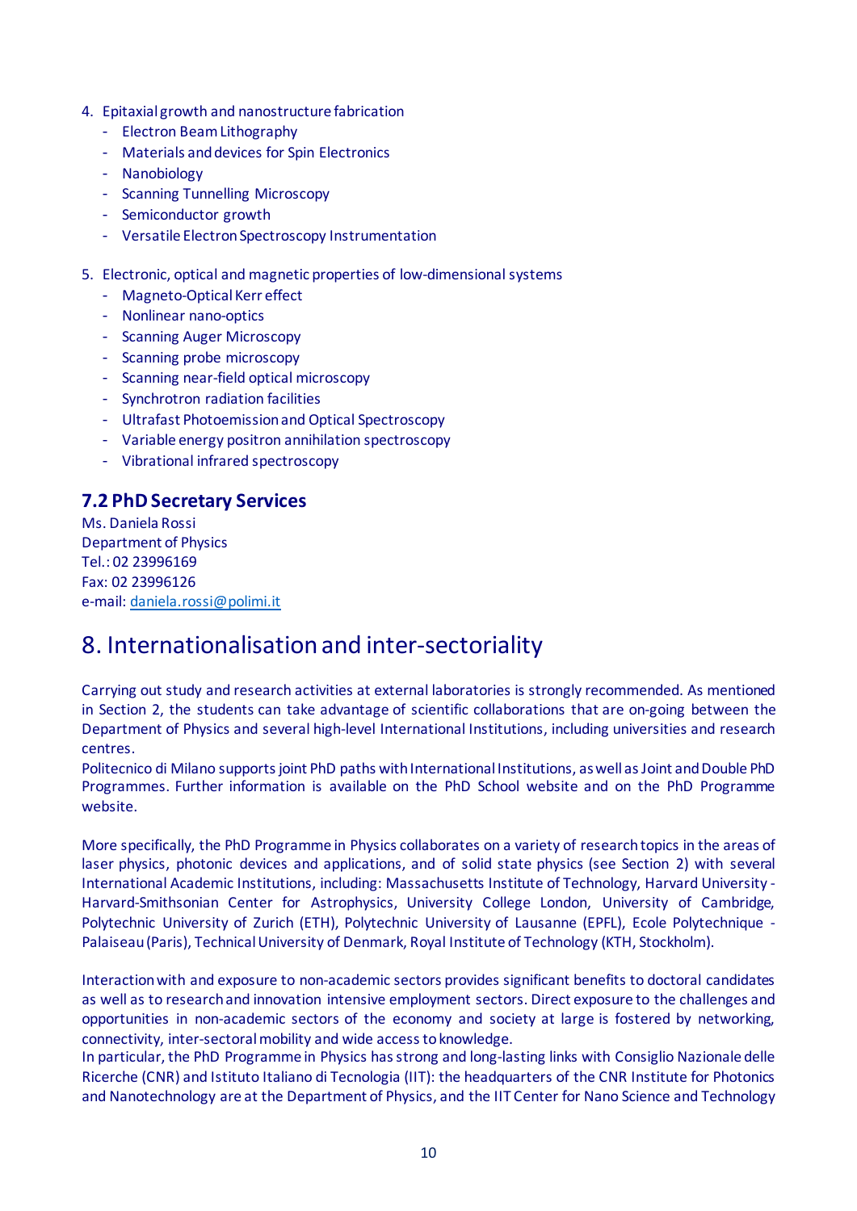4. Epitaxial growth and nanostructure fabrication
   - Electron Beam Lithography
   - Materials and devices for Spin Electronics
   - Nanobiology
   - Scanning Tunnelling Microscopy
   - Semiconductor growth
   - Versatile Electron Spectroscopy Instrumentation

5. Electronic, optical and magnetic properties of low-dimensional systems
   - Magneto-Optical Kerr effect
   - Nonlinear nano-optics
   - Scanning Auger Microscopy
   - Scanning probe microscopy
   - Scanning near-field optical microscopy
   - Synchrotron radiation facilities
   - Ultrafast Photoemission and Optical Spectroscopy
   - Variable energy positron annihilation spectroscopy
   - Vibrational infrared spectroscopy

### 7.2 PhD Secretary Services

Ms. Daniela Rossi
Department of Physics
Tel.: 02 23996169
Fax: 02 23996126
e-mail: daniela.rossi@polimi.it

# 8. Internationalisation and inter-sectoriality

Carrying out study and research activities at external laboratories is strongly recommended. As mentioned in Section 2, the students can take advantage of scientific collaborations that are on-going between the Department of Physics and several high-level International Institutions, including universities and research centres.
Politecnico di Milano supports joint PhD paths with International Institutions, as well as Joint and Double PhD Programmes. Further information is available on the PhD School website and on the PhD Programme website.

More specifically, the PhD Programme in Physics collaborates on a variety of research topics in the areas of laser physics, photonic devices and applications, and of solid state physics (see Section 2) with several International Academic Institutions, including: Massachusetts Institute of Technology, Harvard University - Harvard-Smithsonian Center for Astrophysics, University College London, University of Cambridge, Polytechnic University of Zurich (ETH), Polytechnic University of Lausanne (EPFL), Ecole Polytechnique - Palaiseau (Paris), Technical University of Denmark, Royal Institute of Technology (KTH, Stockholm).

Interaction with and exposure to non-academic sectors provides significant benefits to doctoral candidates as well as to research and innovation intensive employment sectors. Direct exposure to the challenges and opportunities in non-academic sectors of the economy and society at large is fostered by networking, connectivity, inter-sectoral mobility and wide access to knowledge.
In particular, the PhD Programme in Physics has strong and long-lasting links with Consiglio Nazionale delle Ricerche (CNR) and Istituto Italiano di Tecnologia (IIT): the headquarters of the CNR Institute for Photonics and Nanotechnology are at the Department of Physics, and the IIT Center for Nano Science and Technology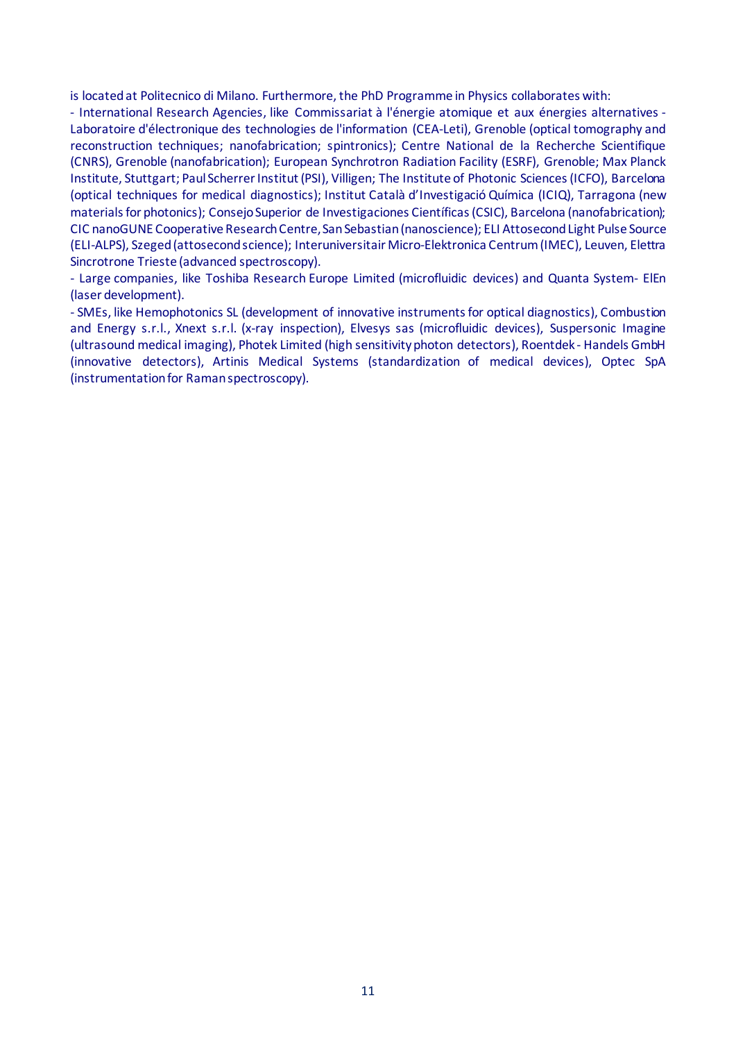is located at Politecnico di Milano. Furthermore, the PhD Programme in Physics collaborates with:

- International Research Agencies, like Commissariat à l'énergie atomique et aux énergies alternatives - Laboratoire d'électronique des technologies de l'information (CEA-Leti), Grenoble (optical tomography and reconstruction techniques; nanofabrication; spintronics); Centre National de la Recherche Scientifique (CNRS), Grenoble (nanofabrication); European Synchrotron Radiation Facility (ESRF), Grenoble; Max Planck Institute, Stuttgart; Paul Scherrer Institut (PSI), Villigen; The Institute of Photonic Sciences (ICFO), Barcelona (optical techniques for medical diagnostics); Institut Català d'Investigació Química (ICIQ), Tarragona (new materials for photonics); Consejo Superior de Investigaciones Científicas (CSIC), Barcelona (nanofabrication); CIC nanoGUNE Cooperative Research Centre, San Sebastian (nanoscience); ELI Attosecond Light Pulse Source (ELI-ALPS), Szeged (attosecond science); Interuniversitair Micro-Elektronica Centrum (IMEC), Leuven, Elettra Sincrotrone Trieste (advanced spectroscopy).
- Large companies, like Toshiba Research Europe Limited (microfluidic devices) and Quanta System- ElEn (laser development).
- SMEs, like Hemophotonics SL (development of innovative instruments for optical diagnostics), Combustion and Energy s.r.l., Xnext s.r.l. (x-ray inspection), Elvesys sas (microfluidic devices), Suspersonic Imagine (ultrasound medical imaging), Photek Limited (high sensitivity photon detectors), Roentdek - Handels GmbH (innovative detectors), Artinis Medical Systems (standardization of medical devices), Optec SpA (instrumentation for Raman spectroscopy).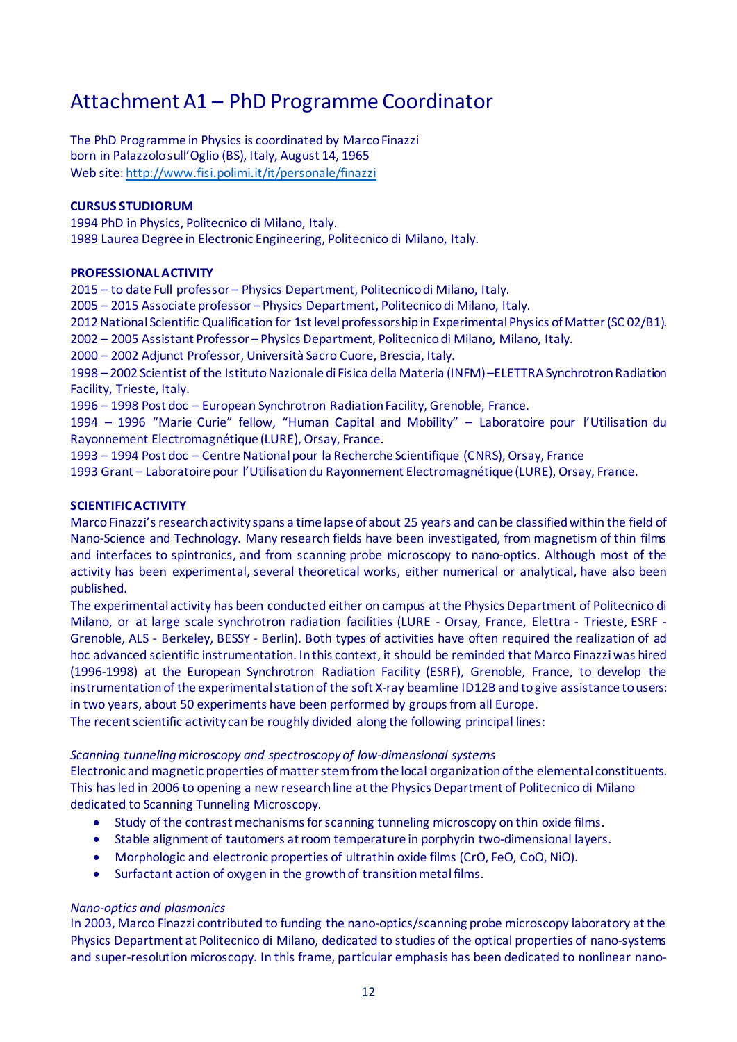# Attachment A1 – PhD Programme Coordinator

The PhD Programme in Physics is coordinated by Marco Finazzi
born in Palazzolo sull'Oglio (BS), Italy, August 14, 1965
Web site: http://www.fisi.polimi.it/it/personale/finazzi

**CURSUS STUDIORUM**

1994 PhD in Physics, Politecnico di Milano, Italy.
1989 Laurea Degree in Electronic Engineering, Politecnico di Milano, Italy.

**PROFESSIONAL ACTIVITY**

2015 – to date Full professor – Physics Department, Politecnico di Milano, Italy.
2005 – 2015 Associate professor – Physics Department, Politecnico di Milano, Italy.
2012 National Scientific Qualification for 1st level professorship in Experimental Physics of Matter (SC 02/B1).
2002 – 2005 Assistant Professor – Physics Department, Politecnico di Milano, Milano, Italy.
2000 – 2002 Adjunct Professor, Università Sacro Cuore, Brescia, Italy.
1998 – 2002 Scientist of the Istituto Nazionale di Fisica della Materia (INFM) –ELETTRA Synchrotron Radiation Facility, Trieste, Italy.
1996 – 1998 Post doc – European Synchrotron Radiation Facility, Grenoble, France.
1994 – 1996 "Marie Curie" fellow, "Human Capital and Mobility" – Laboratoire pour l'Utilisation du Rayonnement Electromagnétique (LURE), Orsay, France.
1993 – 1994 Post doc – Centre National pour la Recherche Scientifique (CNRS), Orsay, France
1993 Grant – Laboratoire pour l'Utilisation du Rayonnement Electromagnétique (LURE), Orsay, France.

**SCIENTIFIC ACTIVITY**

Marco Finazzi's research activity spans a time lapse of about 25 years and can be classified within the field of Nano-Science and Technology. Many research fields have been investigated, from magnetism of thin films and interfaces to spintronics, and from scanning probe microscopy to nano-optics. Although most of the activity has been experimental, several theoretical works, either numerical or analytical, have also been published.

The experimental activity has been conducted either on campus at the Physics Department of Politecnico di Milano, or at large scale synchrotron radiation facilities (LURE - Orsay, France, Elettra - Trieste, ESRF - Grenoble, ALS - Berkeley, BESSY - Berlin). Both types of activities have often required the realization of ad hoc advanced scientific instrumentation. In this context, it should be reminded that Marco Finazzi was hired (1996-1998) at the European Synchrotron Radiation Facility (ESRF), Grenoble, France, to develop the instrumentation of the experimental station of the soft X-ray beamline ID12B and to give assistance to users: in two years, about 50 experiments have been performed by groups from all Europe.

The recent scientific activity can be roughly divided along the following principal lines:

*Scanning tunneling microscopy and spectroscopy of low-dimensional systems*

Electronic and magnetic properties of matter stem from the local organization of the elemental constituents. This has led in 2006 to opening a new research line at the Physics Department of Politecnico di Milano dedicated to Scanning Tunneling Microscopy.

- Study of the contrast mechanisms for scanning tunneling microscopy on thin oxide films.
- Stable alignment of tautomers at room temperature in porphyrin two-dimensional layers.
- Morphologic and electronic properties of ultrathin oxide films (CrO, FeO, CoO, NiO).
- Surfactant action of oxygen in the growth of transition metal films.

*Nano-optics and plasmonics*

In 2003, Marco Finazzi contributed to funding the nano-optics/scanning probe microscopy laboratory at the Physics Department at Politecnico di Milano, dedicated to studies of the optical properties of nano-systems and super-resolution microscopy. In this frame, particular emphasis has been dedicated to nonlinear nano-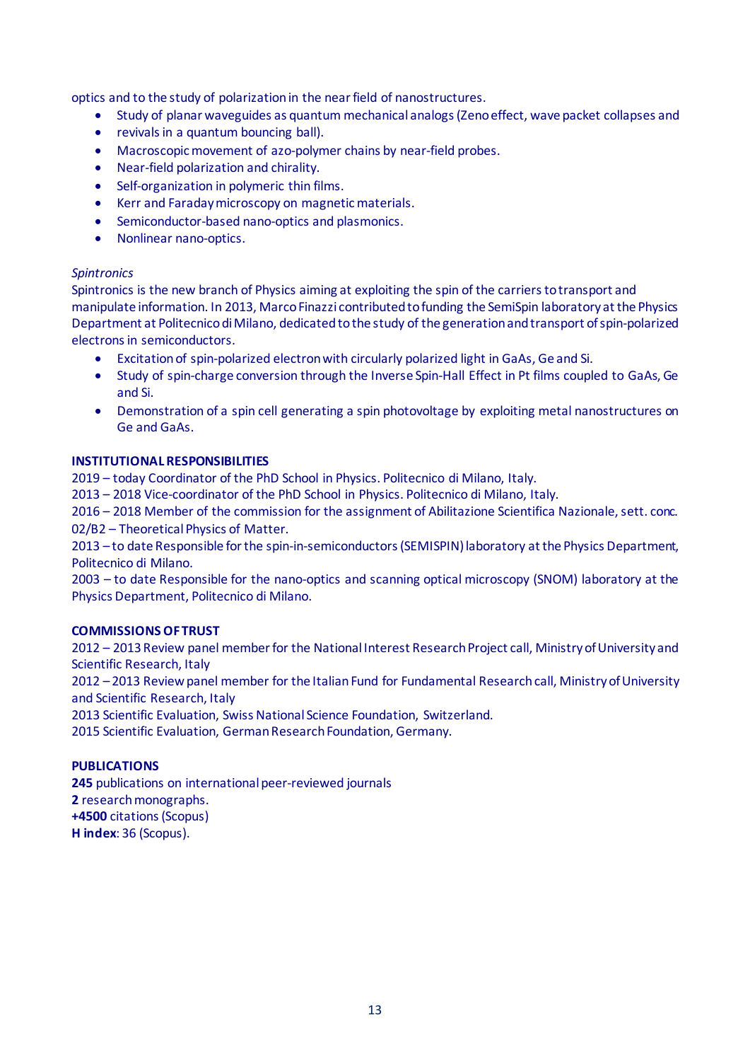optics and to the study of polarization in the near field of nanostructures.

- Study of planar waveguides as quantum mechanical analogs (Zeno effect, wave packet collapses and
- revivals in a quantum bouncing ball).
- Macroscopic movement of azo-polymer chains by near-field probes.
- Near-field polarization and chirality.
- Self-organization in polymeric thin films.
- Kerr and Faraday microscopy on magnetic materials.
- Semiconductor-based nano-optics and plasmonics.
- Nonlinear nano-optics.

*Spintronics*

Spintronics is the new branch of Physics aiming at exploiting the spin of the carriers to transport and manipulate information. In 2013, Marco Finazzi contributed to funding the SemiSpin laboratory at the Physics Department at Politecnico di Milano, dedicated to the study of the generation and transport of spin-polarized electrons in semiconductors.

- Excitation of spin-polarized electron with circularly polarized light in GaAs, Ge and Si.
- Study of spin-charge conversion through the Inverse Spin-Hall Effect in Pt films coupled to GaAs, Ge and Si.
- Demonstration of a spin cell generating a spin photovoltage by exploiting metal nanostructures on Ge and GaAs.

**INSTITUTIONAL RESPONSIBILITIES**

2019 – today Coordinator of the PhD School in Physics. Politecnico di Milano, Italy.
2013 – 2018 Vice-coordinator of the PhD School in Physics. Politecnico di Milano, Italy.
2016 – 2018 Member of the commission for the assignment of Abilitazione Scientifica Nazionale, sett. conc. 02/B2 – Theoretical Physics of Matter.
2013 – to date Responsible for the spin-in-semiconductors (SEMISPIN) laboratory at the Physics Department, Politecnico di Milano.
2003 – to date Responsible for the nano-optics and scanning optical microscopy (SNOM) laboratory at the Physics Department, Politecnico di Milano.

**COMMISSIONS OF TRUST**

2012 – 2013 Review panel member for the National Interest Research Project call, Ministry of University and Scientific Research, Italy
2012 – 2013 Review panel member for the Italian Fund for Fundamental Research call, Ministry of University and Scientific Research, Italy
2013 Scientific Evaluation, Swiss National Science Foundation, Switzerland.
2015 Scientific Evaluation, German Research Foundation, Germany.

**PUBLICATIONS**

**245** publications on international peer-reviewed journals
**2** research monographs.
**+4500** citations (Scopus)
**H index**: 36 (Scopus).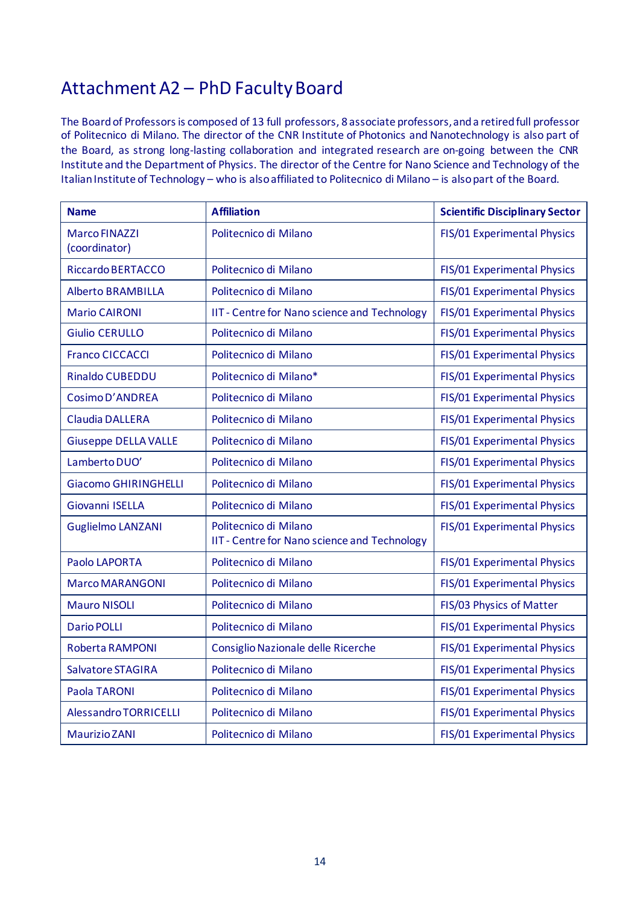# Attachment A2 – PhD Faculty Board

The Board of Professors is composed of 13 full professors, 8 associate professors, and a retired full professor of Politecnico di Milano. The director of the CNR Institute of Photonics and Nanotechnology is also part of the Board, as strong long-lasting collaboration and integrated research are on-going between the CNR Institute and the Department of Physics. The director of the Centre for Nano Science and Technology of the Italian Institute of Technology – who is also affiliated to Politecnico di Milano – is also part of the Board.

| Name | Affiliation | Scientific Disciplinary Sector |
|---|---|---|
| Marco FINAZZI (coordinator) | Politecnico di Milano | FIS/01 Experimental Physics |
| Riccardo BERTACCO | Politecnico di Milano | FIS/01 Experimental Physics |
| Alberto BRAMBILLA | Politecnico di Milano | FIS/01 Experimental Physics |
| Mario CAIRONI | IIT - Centre for Nano science and Technology | FIS/01 Experimental Physics |
| Giulio CERULLO | Politecnico di Milano | FIS/01 Experimental Physics |
| Franco CICCACCI | Politecnico di Milano | FIS/01 Experimental Physics |
| Rinaldo CUBEDDU | Politecnico di Milano* | FIS/01 Experimental Physics |
| Cosimo D'ANDREA | Politecnico di Milano | FIS/01 Experimental Physics |
| Claudia DALLERA | Politecnico di Milano | FIS/01 Experimental Physics |
| Giuseppe DELLA VALLE | Politecnico di Milano | FIS/01 Experimental Physics |
| Lamberto DUO' | Politecnico di Milano | FIS/01 Experimental Physics |
| Giacomo GHIRINGHELLI | Politecnico di Milano | FIS/01 Experimental Physics |
| Giovanni ISELLA | Politecnico di Milano | FIS/01 Experimental Physics |
| Guglielmo LANZANI | Politecnico di Milano<br>IIT - Centre for Nano science and Technology | FIS/01 Experimental Physics |
| Paolo LAPORTA | Politecnico di Milano | FIS/01 Experimental Physics |
| Marco MARANGONI | Politecnico di Milano | FIS/01 Experimental Physics |
| Mauro NISOLI | Politecnico di Milano | FIS/03 Physics of Matter |
| Dario POLLI | Politecnico di Milano | FIS/01 Experimental Physics |
| Roberta RAMPONI | Consiglio Nazionale delle Ricerche | FIS/01 Experimental Physics |
| Salvatore STAGIRA | Politecnico di Milano | FIS/01 Experimental Physics |
| Paola TARONI | Politecnico di Milano | FIS/01 Experimental Physics |
| Alessandro TORRICELLI | Politecnico di Milano | FIS/01 Experimental Physics |
| Maurizio ZANI | Politecnico di Milano | FIS/01 Experimental Physics |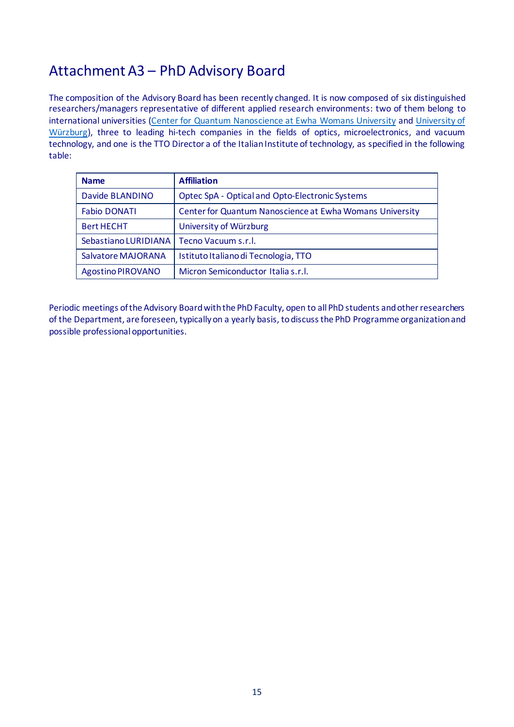# Attachment A3 – PhD Advisory Board

The composition of the Advisory Board has been recently changed. It is now composed of six distinguished researchers/managers representative of different applied research environments: two of them belong to international universities (Center for Quantum Nanoscience at Ewha Womans University and University of Würzburg), three to leading hi-tech companies in the fields of optics, microelectronics, and vacuum technology, and one is the TTO Director a of the Italian Institute of technology, as specified in the following table:

| **Name** | **Affiliation** |
|---|---|
| Davide BLANDINO | Optec SpA - Optical and Opto-Electronic Systems |
| Fabio DONATI | Center for Quantum Nanoscience at Ewha Womans University |
| Bert HECHT | University of Würzburg |
| Sebastiano LURIDIANA | Tecno Vacuum s.r.l. |
| Salvatore MAJORANA | Istituto Italiano di Tecnologia, TTO |
| Agostino PIROVANO | Micron Semiconductor Italia s.r.l. |

Periodic meetings of the Advisory Board with the PhD Faculty, open to all PhD students and other researchers of the Department, are foreseen, typically on a yearly basis, to discuss the PhD Programme organization and possible professional opportunities.